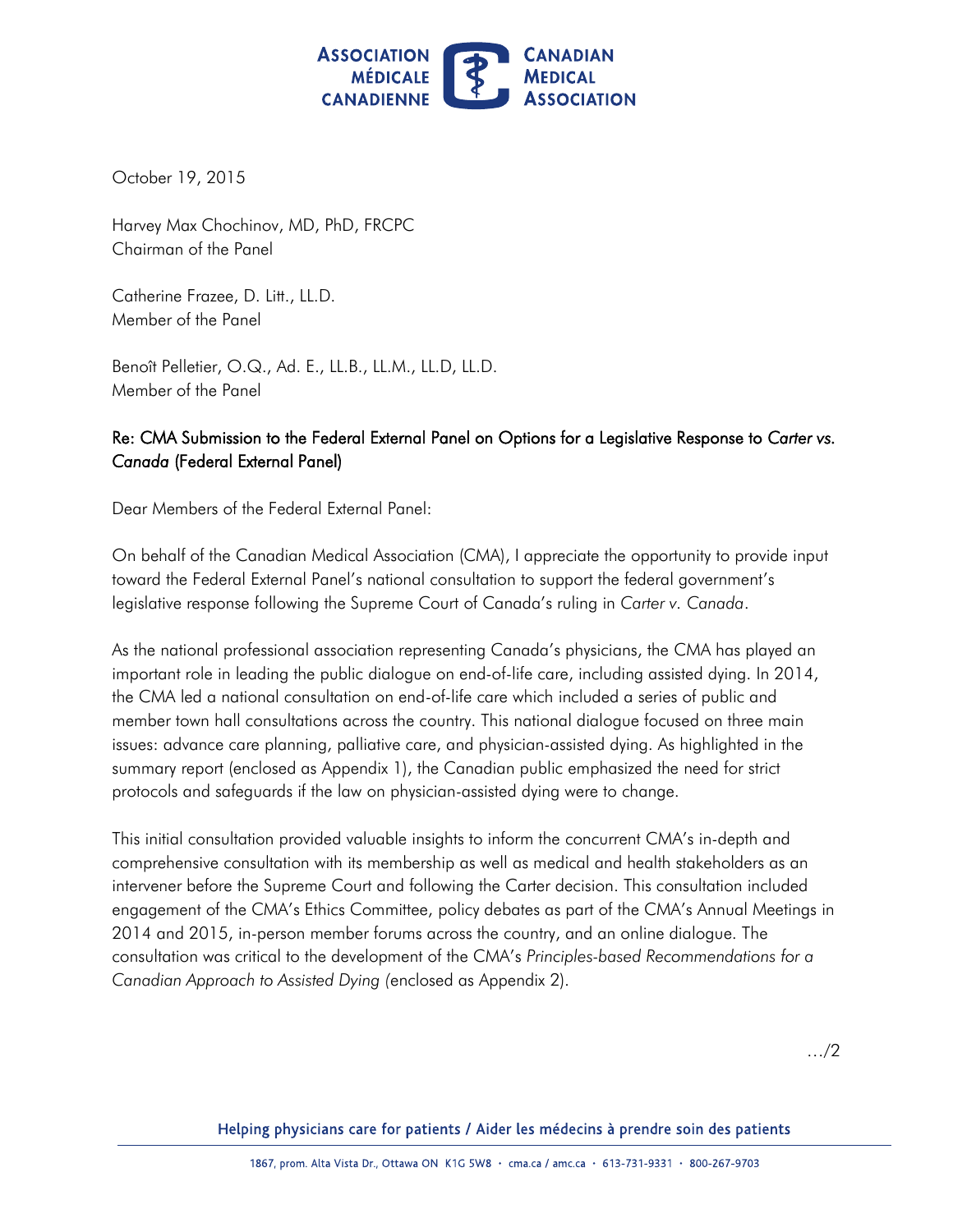ASSOCIATION MÉDICALE CANADIENNE | CANADIAN MEDICAL ASSOCIATION

October 19, 2015

Harvey Max Chochinov, MD, PhD, FRCPC
Chairman of the Panel

Catherine Frazee, D. Litt., LL.D.
Member of the Panel

Benoît Pelletier, O.Q., Ad. E., LL.B., LL.M., LL.D, LL.D.
Member of the Panel

Re: CMA Submission to the Federal External Panel on Options for a Legislative Response to *Carter vs. Canada* (Federal External Panel)

Dear Members of the Federal External Panel:

On behalf of the Canadian Medical Association (CMA), I appreciate the opportunity to provide input toward the Federal External Panel's national consultation to support the federal government's legislative response following the Supreme Court of Canada's ruling in *Carter v. Canada*.

As the national professional association representing Canada's physicians, the CMA has played an important role in leading the public dialogue on end-of-life care, including assisted dying. In 2014, the CMA led a national consultation on end-of-life care which included a series of public and member town hall consultations across the country. This national dialogue focused on three main issues: advance care planning, palliative care, and physician-assisted dying. As highlighted in the summary report (enclosed as Appendix 1), the Canadian public emphasized the need for strict protocols and safeguards if the law on physician-assisted dying were to change.

This initial consultation provided valuable insights to inform the concurrent CMA's in-depth and comprehensive consultation with its membership as well as medical and health stakeholders as an intervener before the Supreme Court and following the Carter decision. This consultation included engagement of the CMA's Ethics Committee, policy debates as part of the CMA's Annual Meetings in 2014 and 2015, in-person member forums across the country, and an online dialogue. The consultation was critical to the development of the CMA's *Principles-based Recommendations for a Canadian Approach to Assisted Dying* (enclosed as Appendix 2).

…/2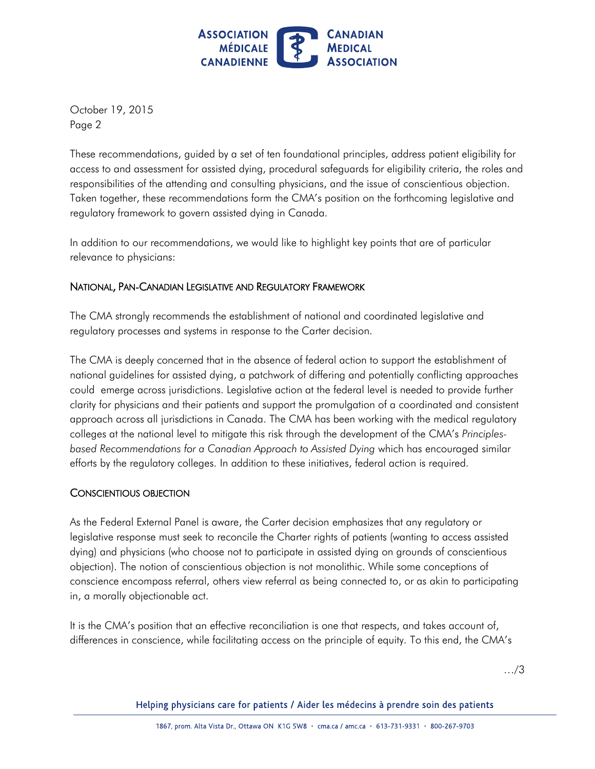October 19, 2015
Page 2

These recommendations, guided by a set of ten foundational principles, address patient eligibility for access to and assessment for assisted dying, procedural safeguards for eligibility criteria, the roles and responsibilities of the attending and consulting physicians, and the issue of conscientious objection. Taken together, these recommendations form the CMA's position on the forthcoming legislative and regulatory framework to govern assisted dying in Canada.

In addition to our recommendations, we would like to highlight key points that are of particular relevance to physicians:

## National, Pan-Canadian Legislative and Regulatory Framework

The CMA strongly recommends the establishment of national and coordinated legislative and regulatory processes and systems in response to the Carter decision.

The CMA is deeply concerned that in the absence of federal action to support the establishment of national guidelines for assisted dying, a patchwork of differing and potentially conflicting approaches could emerge across jurisdictions. Legislative action at the federal level is needed to provide further clarity for physicians and their patients and support the promulgation of a coordinated and consistent approach across all jurisdictions in Canada. The CMA has been working with the medical regulatory colleges at the national level to mitigate this risk through the development of the CMA's *Principles-based Recommendations for a Canadian Approach to Assisted Dying* which has encouraged similar efforts by the regulatory colleges. In addition to these initiatives, federal action is required.

## Conscientious Objection

As the Federal External Panel is aware, the Carter decision emphasizes that any regulatory or legislative response must seek to reconcile the Charter rights of patients (wanting to access assisted dying) and physicians (who choose not to participate in assisted dying on grounds of conscientious objection). The notion of conscientious objection is not monolithic. While some conceptions of conscience encompass referral, others view referral as being connected to, or as akin to participating in, a morally objectionable act.

It is the CMA's position that an effective reconciliation is one that respects, and takes account of, differences in conscience, while facilitating access on the principle of equity. To this end, the CMA's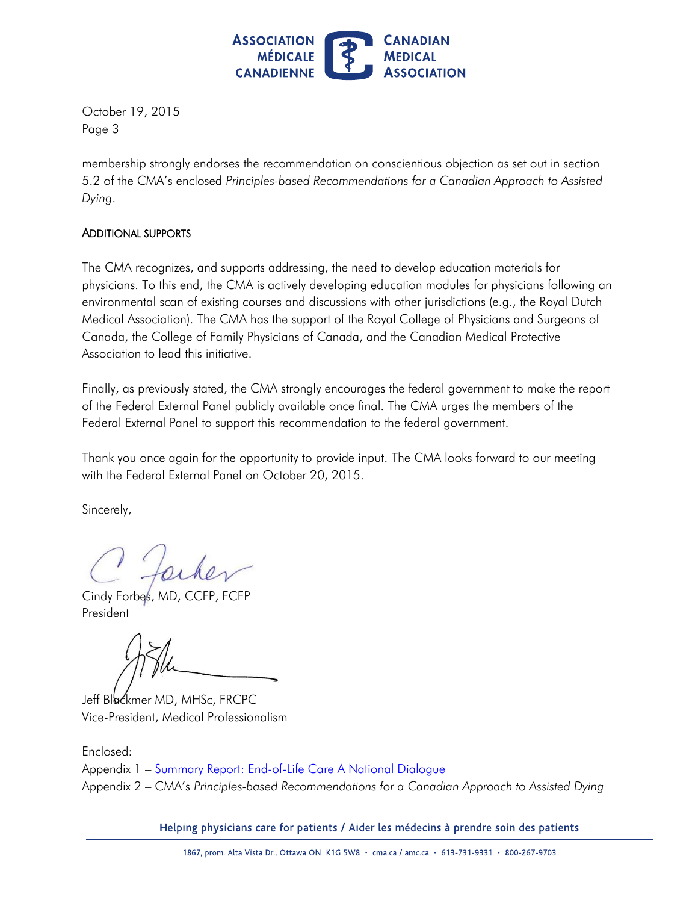membership strongly endorses the recommendation on conscientious objection as set out in section 5.2 of the CMA's enclosed *Principles-based Recommendations for a Canadian Approach to Assisted Dying*.

## ADDITIONAL SUPPORTS

The CMA recognizes, and supports addressing, the need to develop education materials for physicians. To this end, the CMA is actively developing education modules for physicians following an environmental scan of existing courses and discussions with other jurisdictions (e.g., the Royal Dutch Medical Association). The CMA has the support of the Royal College of Physicians and Surgeons of Canada, the College of Family Physicians of Canada, and the Canadian Medical Protective Association to lead this initiative.

Finally, as previously stated, the CMA strongly encourages the federal government to make the report of the Federal External Panel publicly available once final. The CMA urges the members of the Federal External Panel to support this recommendation to the federal government.

Thank you once again for the opportunity to provide input. The CMA looks forward to our meeting with the Federal External Panel on October 20, 2015.

Sincerely,

Cindy Forbes, MD, CCFP, FCFP
President

Jeff Blackmer MD, MHSc, FRCPC
Vice-President, Medical Professionalism

Enclosed:
Appendix 1 – Summary Report: End-of-Life Care A National Dialogue
Appendix 2 – CMA's *Principles-based Recommendations for a Canadian Approach to Assisted Dying*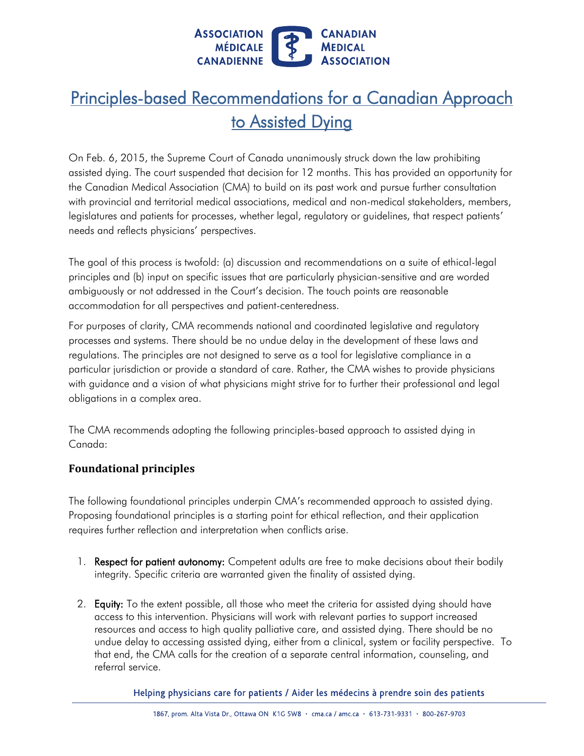# Principles-based Recommendations for a Canadian Approach to Assisted Dying

On Feb. 6, 2015, the Supreme Court of Canada unanimously struck down the law prohibiting assisted dying. The court suspended that decision for 12 months. This has provided an opportunity for the Canadian Medical Association (CMA) to build on its past work and pursue further consultation with provincial and territorial medical associations, medical and non-medical stakeholders, members, legislatures and patients for processes, whether legal, regulatory or guidelines, that respect patients' needs and reflects physicians' perspectives.

The goal of this process is twofold: (a) discussion and recommendations on a suite of ethical-legal principles and (b) input on specific issues that are particularly physician-sensitive and are worded ambiguously or not addressed in the Court's decision. The touch points are reasonable accommodation for all perspectives and patient-centeredness.

For purposes of clarity, CMA recommends national and coordinated legislative and regulatory processes and systems. There should be no undue delay in the development of these laws and regulations. The principles are not designed to serve as a tool for legislative compliance in a particular jurisdiction or provide a standard of care. Rather, the CMA wishes to provide physicians with guidance and a vision of what physicians might strive for to further their professional and legal obligations in a complex area.

The CMA recommends adopting the following principles-based approach to assisted dying in Canada:

## Foundational principles

The following foundational principles underpin CMA's recommended approach to assisted dying. Proposing foundational principles is a starting point for ethical reflection, and their application requires further reflection and interpretation when conflicts arise.

1. **Respect for patient autonomy:** Competent adults are free to make decisions about their bodily integrity. Specific criteria are warranted given the finality of assisted dying.
2. **Equity:** To the extent possible, all those who meet the criteria for assisted dying should have access to this intervention. Physicians will work with relevant parties to support increased resources and access to high quality palliative care, and assisted dying. There should be no undue delay to accessing assisted dying, either from a clinical, system or facility perspective. To that end, the CMA calls for the creation of a separate central information, counseling, and referral service.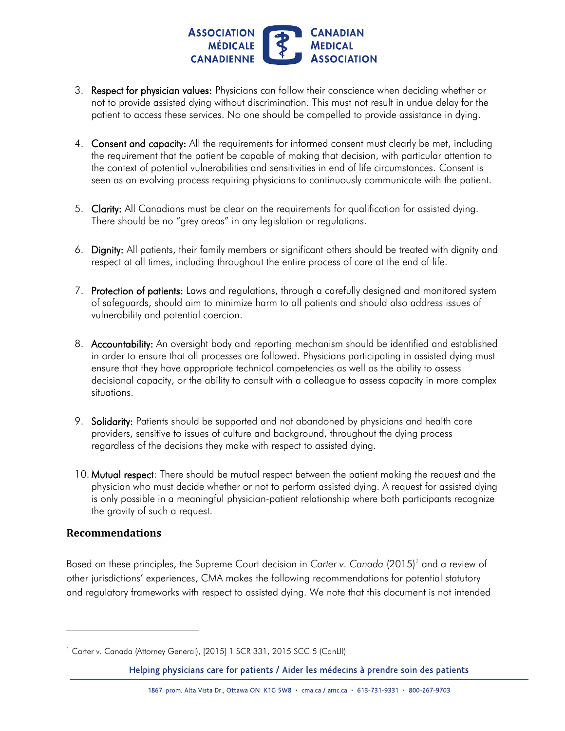3. **Respect for physician values:** Physicians can follow their conscience when deciding whether or not to provide assisted dying without discrimination. This must not result in undue delay for the patient to access these services. No one should be compelled to provide assistance in dying.

4. **Consent and capacity:** All the requirements for informed consent must clearly be met, including the requirement that the patient be capable of making that decision, with particular attention to the context of potential vulnerabilities and sensitivities in end of life circumstances. Consent is seen as an evolving process requiring physicians to continuously communicate with the patient.

5. **Clarity:** All Canadians must be clear on the requirements for qualification for assisted dying. There should be no "grey areas" in any legislation or regulations.

6. **Dignity:** All patients, their family members or significant others should be treated with dignity and respect at all times, including throughout the entire process of care at the end of life.

7. **Protection of patients:** Laws and regulations, through a carefully designed and monitored system of safeguards, should aim to minimize harm to all patients and should also address issues of vulnerability and potential coercion.

8. **Accountability:** An oversight body and reporting mechanism should be identified and established in order to ensure that all processes are followed. Physicians participating in assisted dying must ensure that they have appropriate technical competencies as well as the ability to assess decisional capacity, or the ability to consult with a colleague to assess capacity in more complex situations.

9. **Solidarity:** Patients should be supported and not abandoned by physicians and health care providers, sensitive to issues of culture and background, throughout the dying process regardless of the decisions they make with respect to assisted dying.

10. **Mutual respect**: There should be mutual respect between the patient making the request and the physician who must decide whether or not to perform assisted dying. A request for assisted dying is only possible in a meaningful physician-patient relationship where both participants recognize the gravity of such a request.

## Recommendations

Based on these principles, the Supreme Court decision in *Carter v. Canada* (2015)[1] and a review of other jurisdictions' experiences, CMA makes the following recommendations for potential statutory and regulatory frameworks with respect to assisted dying. We note that this document is not intended

---

[1] Carter v. Canada (Attorney General), [2015] 1 SCR 331, 2015 SCC 5 (CanLII)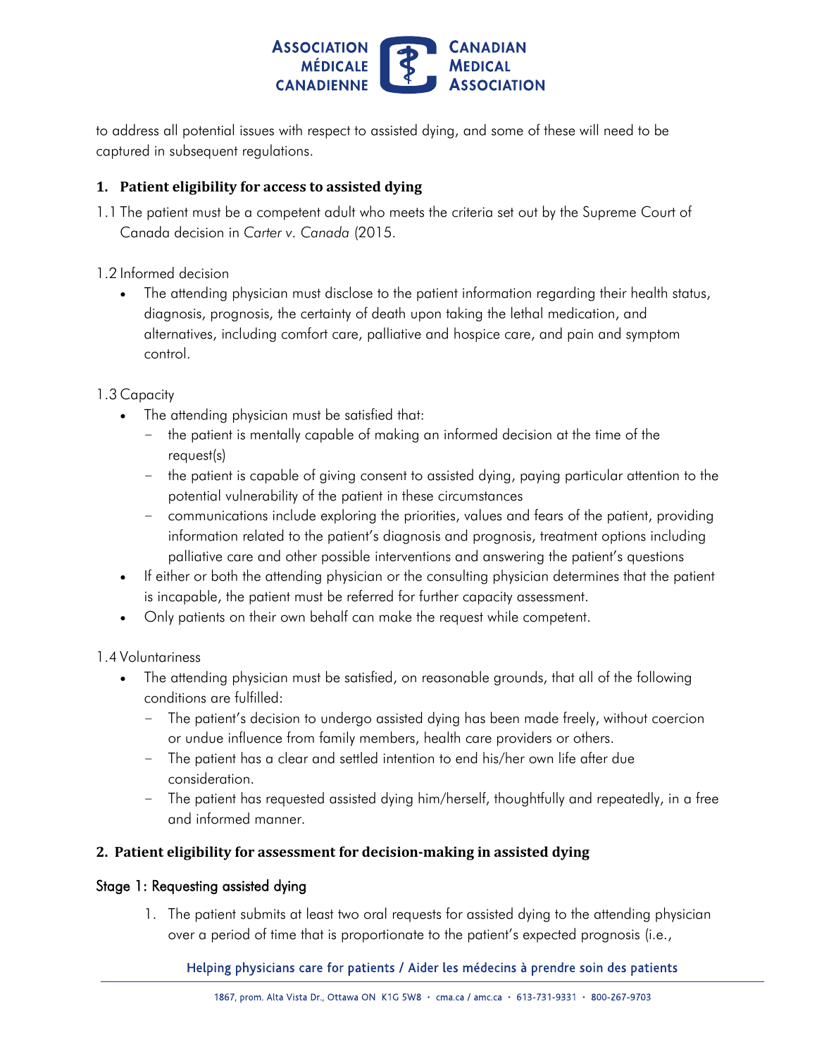to address all potential issues with respect to assisted dying, and some of these will need to be captured in subsequent regulations.

## 1. Patient eligibility for access to assisted dying

1.1 The patient must be a competent adult who meets the criteria set out by the Supreme Court of Canada decision in *Carter v. Canada* (2015.

1.2 Informed decision

- The attending physician must disclose to the patient information regarding their health status, diagnosis, prognosis, the certainty of death upon taking the lethal medication, and alternatives, including comfort care, palliative and hospice care, and pain and symptom control.

1.3 Capacity

- The attending physician must be satisfied that:
  - the patient is mentally capable of making an informed decision at the time of the request(s)
  - the patient is capable of giving consent to assisted dying, paying particular attention to the potential vulnerability of the patient in these circumstances
  - communications include exploring the priorities, values and fears of the patient, providing information related to the patient's diagnosis and prognosis, treatment options including palliative care and other possible interventions and answering the patient's questions
- If either or both the attending physician or the consulting physician determines that the patient is incapable, the patient must be referred for further capacity assessment.
- Only patients on their own behalf can make the request while competent.

1.4 Voluntariness

- The attending physician must be satisfied, on reasonable grounds, that all of the following conditions are fulfilled:
  - The patient's decision to undergo assisted dying has been made freely, without coercion or undue influence from family members, health care providers or others.
  - The patient has a clear and settled intention to end his/her own life after due consideration.
  - The patient has requested assisted dying him/herself, thoughtfully and repeatedly, in a free and informed manner.

## 2. Patient eligibility for assessment for decision-making in assisted dying

### Stage 1: Requesting assisted dying

1. The patient submits at least two oral requests for assisted dying to the attending physician over a period of time that is proportionate to the patient's expected prognosis (i.e.,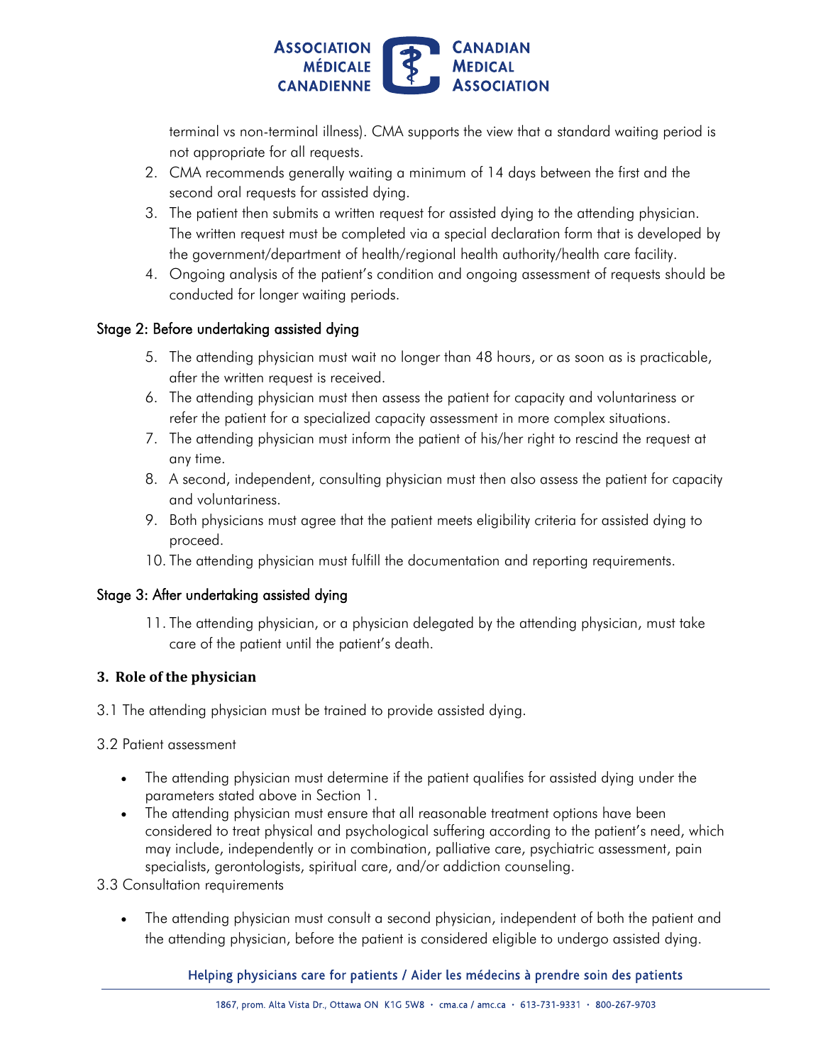terminal vs non-terminal illness). CMA supports the view that a standard waiting period is not appropriate for all requests.

2. CMA recommends generally waiting a minimum of 14 days between the first and the second oral requests for assisted dying.
3. The patient then submits a written request for assisted dying to the attending physician. The written request must be completed via a special declaration form that is developed by the government/department of health/regional health authority/health care facility.
4. Ongoing analysis of the patient's condition and ongoing assessment of requests should be conducted for longer waiting periods.

### Stage 2: Before undertaking assisted dying

5. The attending physician must wait no longer than 48 hours, or as soon as is practicable, after the written request is received.
6. The attending physician must then assess the patient for capacity and voluntariness or refer the patient for a specialized capacity assessment in more complex situations.
7. The attending physician must inform the patient of his/her right to rescind the request at any time.
8. A second, independent, consulting physician must then also assess the patient for capacity and voluntariness.
9. Both physicians must agree that the patient meets eligibility criteria for assisted dying to proceed.
10. The attending physician must fulfill the documentation and reporting requirements.

### Stage 3: After undertaking assisted dying

11. The attending physician, or a physician delegated by the attending physician, must take care of the patient until the patient's death.

## 3. Role of the physician

3.1 The attending physician must be trained to provide assisted dying.

3.2 Patient assessment

- The attending physician must determine if the patient qualifies for assisted dying under the parameters stated above in Section 1.
- The attending physician must ensure that all reasonable treatment options have been considered to treat physical and psychological suffering according to the patient's need, which may include, independently or in combination, palliative care, psychiatric assessment, pain specialists, gerontologists, spiritual care, and/or addiction counseling.

3.3 Consultation requirements

- The attending physician must consult a second physician, independent of both the patient and the attending physician, before the patient is considered eligible to undergo assisted dying.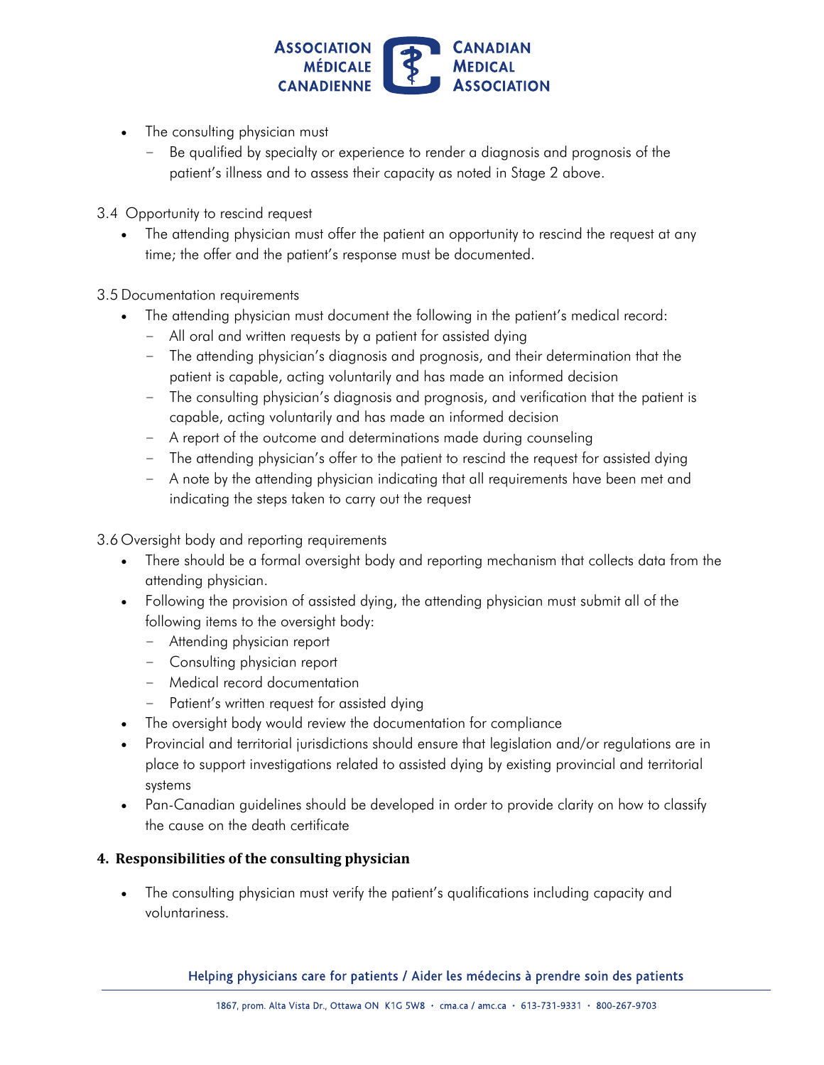- The consulting physician must
  - Be qualified by specialty or experience to render a diagnosis and prognosis of the patient's illness and to assess their capacity as noted in Stage 2 above.

3.4 Opportunity to rescind request

- The attending physician must offer the patient an opportunity to rescind the request at any time; the offer and the patient's response must be documented.

3.5 Documentation requirements

- The attending physician must document the following in the patient's medical record:
  - All oral and written requests by a patient for assisted dying
  - The attending physician's diagnosis and prognosis, and their determination that the patient is capable, acting voluntarily and has made an informed decision
  - The consulting physician's diagnosis and prognosis, and verification that the patient is capable, acting voluntarily and has made an informed decision
  - A report of the outcome and determinations made during counseling
  - The attending physician's offer to the patient to rescind the request for assisted dying
  - A note by the attending physician indicating that all requirements have been met and indicating the steps taken to carry out the request

3.6 Oversight body and reporting requirements

- There should be a formal oversight body and reporting mechanism that collects data from the attending physician.
- Following the provision of assisted dying, the attending physician must submit all of the following items to the oversight body:
  - Attending physician report
  - Consulting physician report
  - Medical record documentation
  - Patient's written request for assisted dying
- The oversight body would review the documentation for compliance
- Provincial and territorial jurisdictions should ensure that legislation and/or regulations are in place to support investigations related to assisted dying by existing provincial and territorial systems
- Pan-Canadian guidelines should be developed in order to provide clarity on how to classify the cause on the death certificate

## 4. Responsibilities of the consulting physician

- The consulting physician must verify the patient's qualifications including capacity and voluntariness.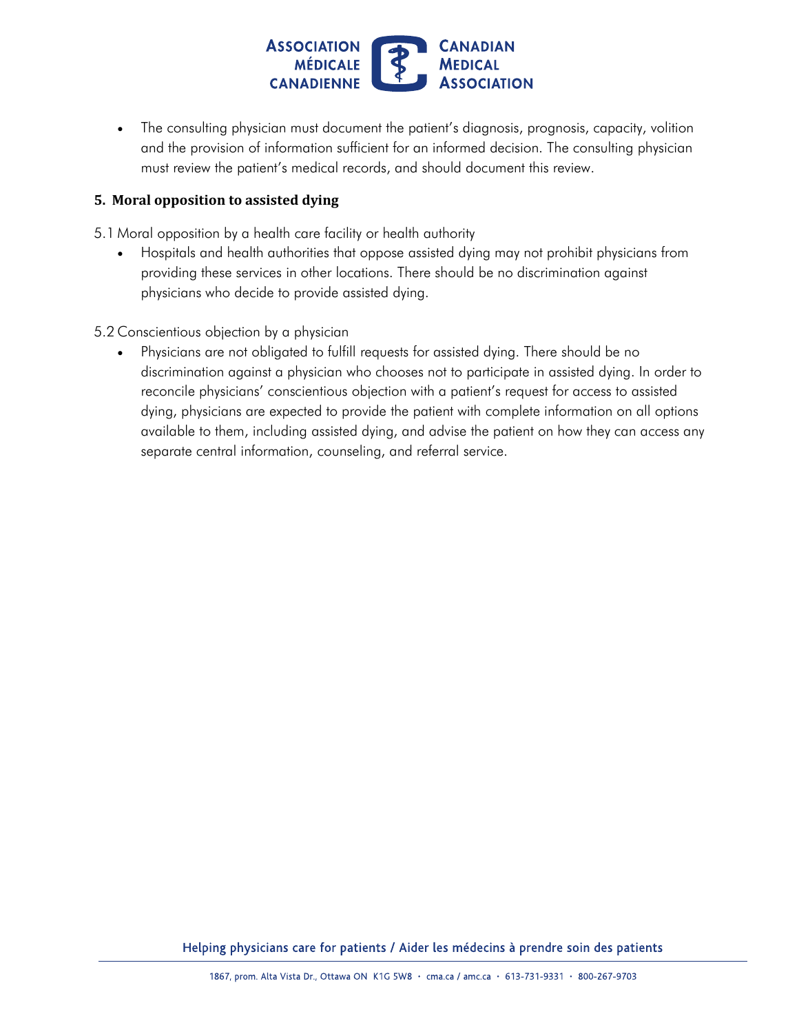- The consulting physician must document the patient's diagnosis, prognosis, capacity, volition and the provision of information sufficient for an informed decision. The consulting physician must review the patient's medical records, and should document this review.

## 5. Moral opposition to assisted dying

5.1 Moral opposition by a health care facility or health authority

- Hospitals and health authorities that oppose assisted dying may not prohibit physicians from providing these services in other locations. There should be no discrimination against physicians who decide to provide assisted dying.

5.2 Conscientious objection by a physician

- Physicians are not obligated to fulfill requests for assisted dying. There should be no discrimination against a physician who chooses not to participate in assisted dying. In order to reconcile physicians' conscientious objection with a patient's request for access to assisted dying, physicians are expected to provide the patient with complete information on all options available to them, including assisted dying, and advise the patient on how they can access any separate central information, counseling, and referral service.